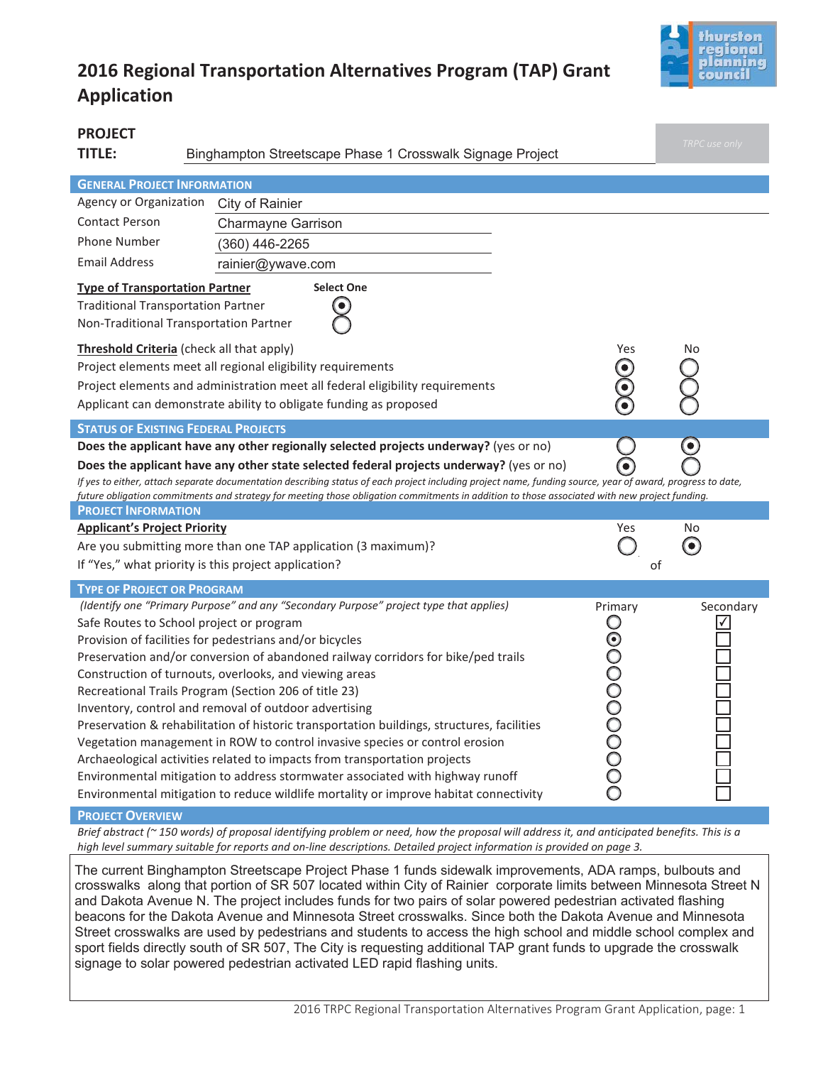# 2016 Regional Transportation Alternatives Program (TAP) Grant Application

**PROJECT TITLE:** Binghampton Streetscape Phase 1 Crosswalk Signage Project

TRPC use only

## General Project Information

| | |
|---|---|
| Agency or Organization | City of Rainier |
| Contact Person | Charmayne Garrison |
| Phone Number | (360) 446-2265 |
| Email Address | rainier@ywave.com |

**Type of Transportation Partner** (Select One)

| | Select One |
|---|---|
| Traditional Transportation Partner | ◉ |
| Non-Traditional Transportation Partner | ○ |

**Threshold Criteria** (check all that apply)

| | Yes | No |
|---|---|---|
| Project elements meet all regional eligibility requirements | ◉ | ○ |
| Project elements and administration meet all federal eligibility requirements | ◉ | ○ |
| Applicant can demonstrate ability to obligate funding as proposed | ◉ | ○ |

## Status of Existing Federal Projects

| | Yes | No |
|---|---|---|
| **Does the applicant have any other regionally selected projects underway?** (yes or no) | ○ | ◉ |
| **Does the applicant have any other state selected federal projects underway?** (yes or no) | ◉ | ○ |

*If yes to either, attach separate documentation describing status of each project including project name, funding source, year of award, progress to date, future obligation commitments and strategy for meeting those obligation commitments in addition to those associated with new project funding.*

## Project Information

**Applicant's Project Priority**

| | Yes | No |
|---|---|---|
| Are you submitting more than one TAP application (3 maximum)? | ○ | ◉ |
| If "Yes," what priority is this project application? | of | |

## Type of Project or Program

*(Identify one "Primary Purpose" and any "Secondary Purpose" project type that applies)*

| | Primary | Secondary |
|---|---|---|
| Safe Routes to School project or program | ○ | ☑ |
| Provision of facilities for pedestrians and/or bicycles | ◉ | ☐ |
| Preservation and/or conversion of abandoned railway corridors for bike/ped trails | ○ | ☐ |
| Construction of turnouts, overlooks, and viewing areas | ○ | ☐ |
| Recreational Trails Program (Section 206 of title 23) | ○ | ☐ |
| Inventory, control and removal of outdoor advertising | ○ | ☐ |
| Preservation & rehabilitation of historic transportation buildings, structures, facilities | ○ | ☐ |
| Vegetation management in ROW to control invasive species or control erosion | ○ | ☐ |
| Archaeological activities related to impacts from transportation projects | ○ | ☐ |
| Environmental mitigation to address stormwater associated with highway runoff | ○ | ☐ |
| Environmental mitigation to reduce wildlife mortality or improve habitat connectivity | ○ | ☐ |

## Project Overview

*Brief abstract (~ 150 words) of proposal identifying problem or need, how the proposal will address it, and anticipated benefits. This is a high level summary suitable for reports and on-line descriptions. Detailed project information is provided on page 3.*

The current Binghampton Streetscape Project Phase 1 funds sidewalk improvements, ADA ramps, bulbouts and crosswalks along that portion of SR 507 located within City of Rainier corporate limits between Minnesota Street N and Dakota Avenue N. The project includes funds for two pairs of solar powered pedestrian activated flashing beacons for the Dakota Avenue and Minnesota Street crosswalks. Since both the Dakota Avenue and Minnesota Street crosswalks are used by pedestrians and students to access the high school and middle school complex and sport fields directly south of SR 507, The City is requesting additional TAP grant funds to upgrade the crosswalk signage to solar powered pedestrian activated LED rapid flashing units.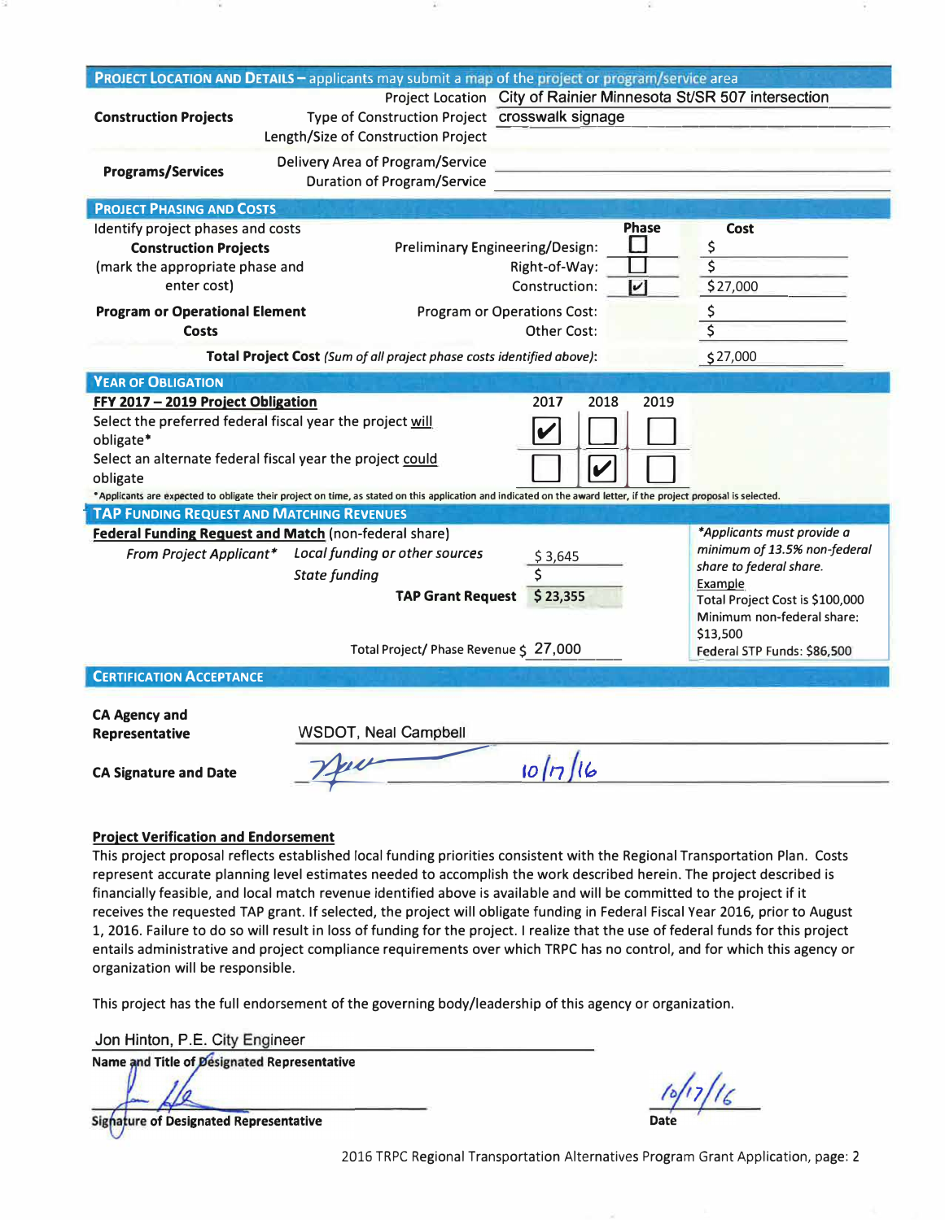## PROJECT LOCATION AND DETAILS – applicants may submit a map of the project or program/service area

| | | |
|---|---|---|
| **Construction Projects** | Project Location | City of Rainier Minnesota St/SR 507 intersection |
| | Type of Construction Project | crosswalk signage |
| | Length/Size of Construction Project | |
| **Programs/Services** | Delivery Area of Program/Service | |
| | Duration of Program/Service | |

## PROJECT PHASING AND COSTS

| Identify project phases and costs | | Phase | Cost |
|---|---|---|---|
| **Construction Projects** (mark the appropriate phase and enter cost) | Preliminary Engineering/Design: | ☐ | $ |
| | Right-of-Way: | ☐ | $ |
| | Construction: | ☑ | $27,000 |
| **Program or Operational Element Costs** | Program or Operations Cost: | | $ |
| | Other Cost: | | $ |
| **Total Project Cost** *(Sum of all project phase costs identified above)*: | | | $27,000 |

## YEAR OF OBLIGATION

| **FFY 2017 – 2019 Project Obligation** | 2017 | 2018 | 2019 |
|---|---|---|---|
| Select the preferred federal fiscal year the project will obligate* | ☑ | ☐ | ☐ |
| Select an alternate federal fiscal year the project could obligate | ☐ | ☑ | ☐ |

*Applicants are expected to obligate their project on time, as stated on this application and indicated on the award letter, if the project proposal is selected.

## TAP FUNDING REQUEST AND MATCHING REVENUES

**Federal Funding Request and Match** (non-federal share)

| | | |
|---|---|---|
| *From Project Applicant** | *Local funding or other sources* | $ 3,645 |
| | *State funding* | $ |
| | **TAP Grant Request** | **$ 23,355** |
| | Total Project/ Phase Revenue | $ 27,000 |

**Applicants must provide a minimum of 13.5% non-federal share to federal share.*

Example
Total Project Cost is $100,000
Minimum non-federal share: $13,500
Federal STP Funds: $86,500

## CERTIFICATION ACCEPTANCE

**CA Agency and Representative** WSDOT, Neal Campbell

**CA Signature and Date** [signature] 10/17/16

**Project Verification and Endorsement**

This project proposal reflects established local funding priorities consistent with the Regional Transportation Plan. Costs represent accurate planning level estimates needed to accomplish the work described herein. The project described is financially feasible, and local match revenue identified above is available and will be committed to the project if it receives the requested TAP grant. If selected, the project will obligate funding in Federal Fiscal Year 2016, prior to August 1, 2016. Failure to do so will result in loss of funding for the project. I realize that the use of federal funds for this project entails administrative and project compliance requirements over which TRPC has no control, and for which this agency or organization will be responsible.

This project has the full endorsement of the governing body/leadership of this agency or organization.

Jon Hinton, P.E. City Engineer
**Name and Title of Designated Representative**

[signature]
**Signature of Designated Representative**

10/17/16
**Date**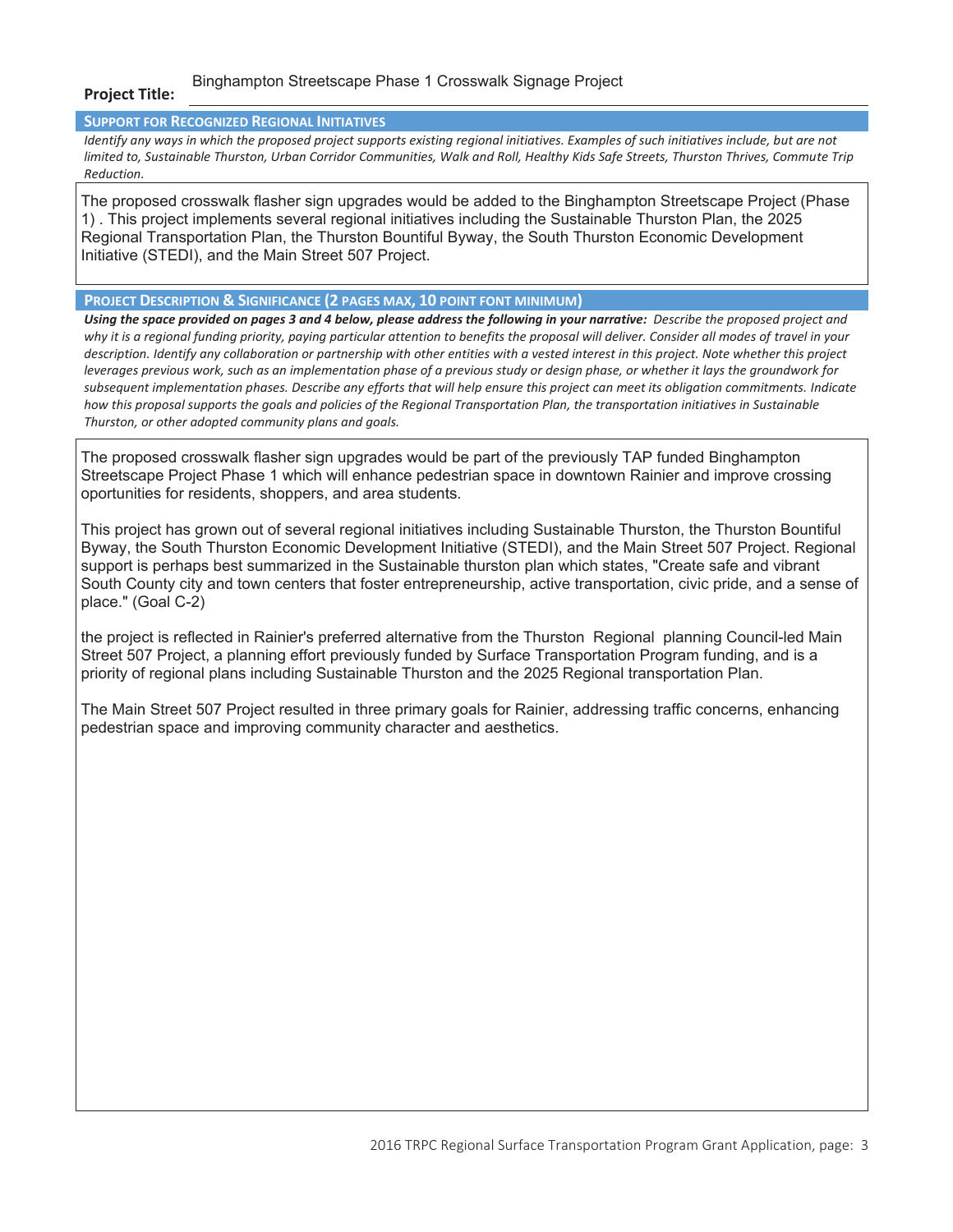**Project Title:** Binghampton Streetscape Phase 1 Crosswalk Signage Project

## SUPPORT FOR RECOGNIZED REGIONAL INITIATIVES

*Identify any ways in which the proposed project supports existing regional initiatives. Examples of such initiatives include, but are not limited to, Sustainable Thurston, Urban Corridor Communities, Walk and Roll, Healthy Kids Safe Streets, Thurston Thrives, Commute Trip Reduction.*

The proposed crosswalk flasher sign upgrades would be added to the Binghampton Streetscape Project (Phase 1) . This project implements several regional initiatives including the Sustainable Thurston Plan, the 2025 Regional Transportation Plan, the Thurston Bountiful Byway, the South Thurston Economic Development Initiative (STEDI), and the Main Street 507 Project.

## PROJECT DESCRIPTION & SIGNIFICANCE (2 PAGES MAX, 10 POINT FONT MINIMUM)

***Using the space provided on pages 3 and 4 below, please address the following in your narrative:*** *Describe the proposed project and why it is a regional funding priority, paying particular attention to benefits the proposal will deliver. Consider all modes of travel in your description. Identify any collaboration or partnership with other entities with a vested interest in this project. Note whether this project leverages previous work, such as an implementation phase of a previous study or design phase, or whether it lays the groundwork for subsequent implementation phases. Describe any efforts that will help ensure this project can meet its obligation commitments. Indicate how this proposal supports the goals and policies of the Regional Transportation Plan, the transportation initiatives in Sustainable Thurston, or other adopted community plans and goals.*

The proposed crosswalk flasher sign upgrades would be part of the previously TAP funded Binghampton Streetscape Project Phase 1 which will enhance pedestrian space in downtown Rainier and improve crossing oportunities for residents, shoppers, and area students.

This project has grown out of several regional initiatives including Sustainable Thurston, the Thurston Bountiful Byway, the South Thurston Economic Development Initiative (STEDI), and the Main Street 507 Project. Regional support is perhaps best summarized in the Sustainable thurston plan which states, "Create safe and vibrant South County city and town centers that foster entrepreneurship, active transportation, civic pride, and a sense of place." (Goal C-2)

the project is reflected in Rainier's preferred alternative from the Thurston Regional planning Council-led Main Street 507 Project, a planning effort previously funded by Surface Transportation Program funding, and is a priority of regional plans including Sustainable Thurston and the 2025 Regional transportation Plan.

The Main Street 507 Project resulted in three primary goals for Rainier, addressing traffic concerns, enhancing pedestrian space and improving community character and aesthetics.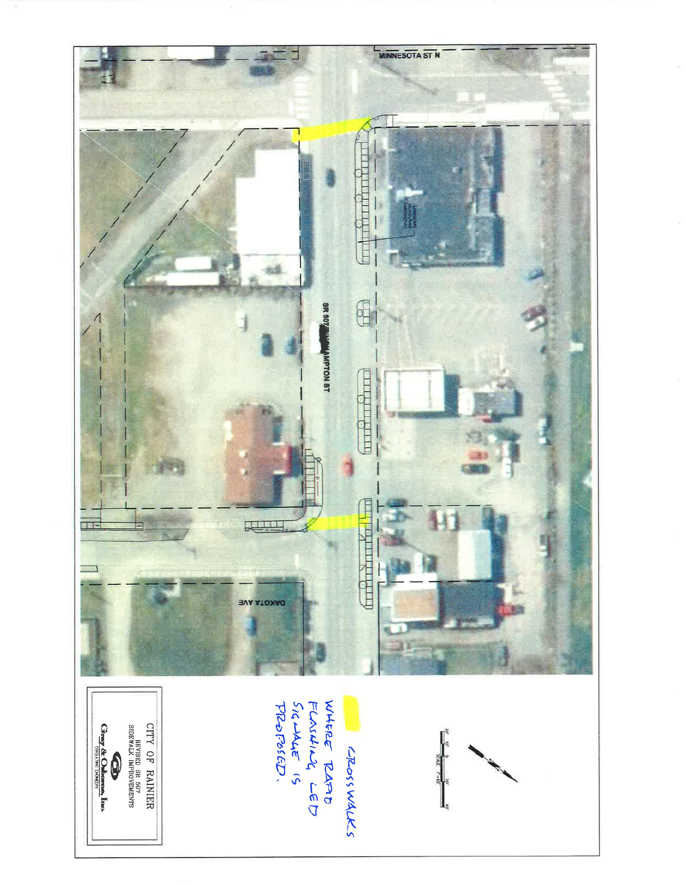MINNESOTA ST N

SR 507 ████ AMPTON ST

DAKOTA AVE

CROSSWALKS WHERE RAPID FLASHING LED SIGNAGE IS PROPOSED.

SCALE: 1" = 40'

CITY OF RAINIER
REVISED SR 507
SIDEWALK IMPROVEMENTS

Gray & Osborne, Inc.
CONSULTING ENGINEERS